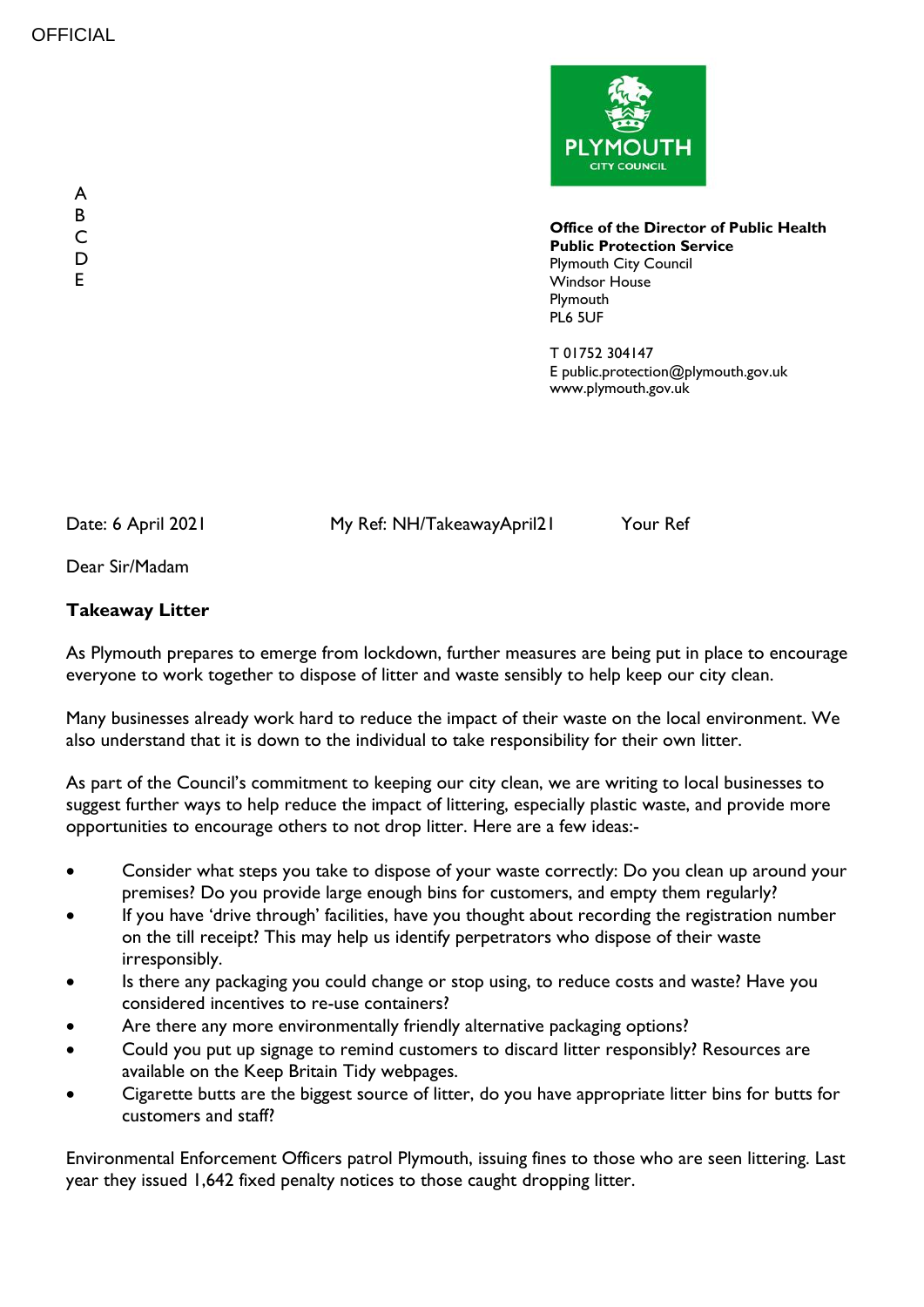OFFICIAL

A
B
C
D
E

**Office of the Director of Public Health**
**Public Protection Service**
Plymouth City Council
Windsor House
Plymouth
PL6 5UF

T 01752 304147
E public.protection@plymouth.gov.uk
www.plymouth.gov.uk

Date: 6 April 2021 My Ref: NH/TakeawayApril21 Your Ref

Dear Sir/Madam

**Takeaway Litter**

As Plymouth prepares to emerge from lockdown, further measures are being put in place to encourage everyone to work together to dispose of litter and waste sensibly to help keep our city clean.

Many businesses already work hard to reduce the impact of their waste on the local environment. We also understand that it is down to the individual to take responsibility for their own litter.

As part of the Council's commitment to keeping our city clean, we are writing to local businesses to suggest further ways to help reduce the impact of littering, especially plastic waste, and provide more opportunities to encourage others to not drop litter. Here are a few ideas:-

- Consider what steps you take to dispose of your waste correctly: Do you clean up around your premises? Do you provide large enough bins for customers, and empty them regularly?
- If you have 'drive through' facilities, have you thought about recording the registration number on the till receipt? This may help us identify perpetrators who dispose of their waste irresponsibly.
- Is there any packaging you could change or stop using, to reduce costs and waste? Have you considered incentives to re-use containers?
- Are there any more environmentally friendly alternative packaging options?
- Could you put up signage to remind customers to discard litter responsibly? Resources are available on the Keep Britain Tidy webpages.
- Cigarette butts are the biggest source of litter, do you have appropriate litter bins for butts for customers and staff?

Environmental Enforcement Officers patrol Plymouth, issuing fines to those who are seen littering. Last year they issued 1,642 fixed penalty notices to those caught dropping litter.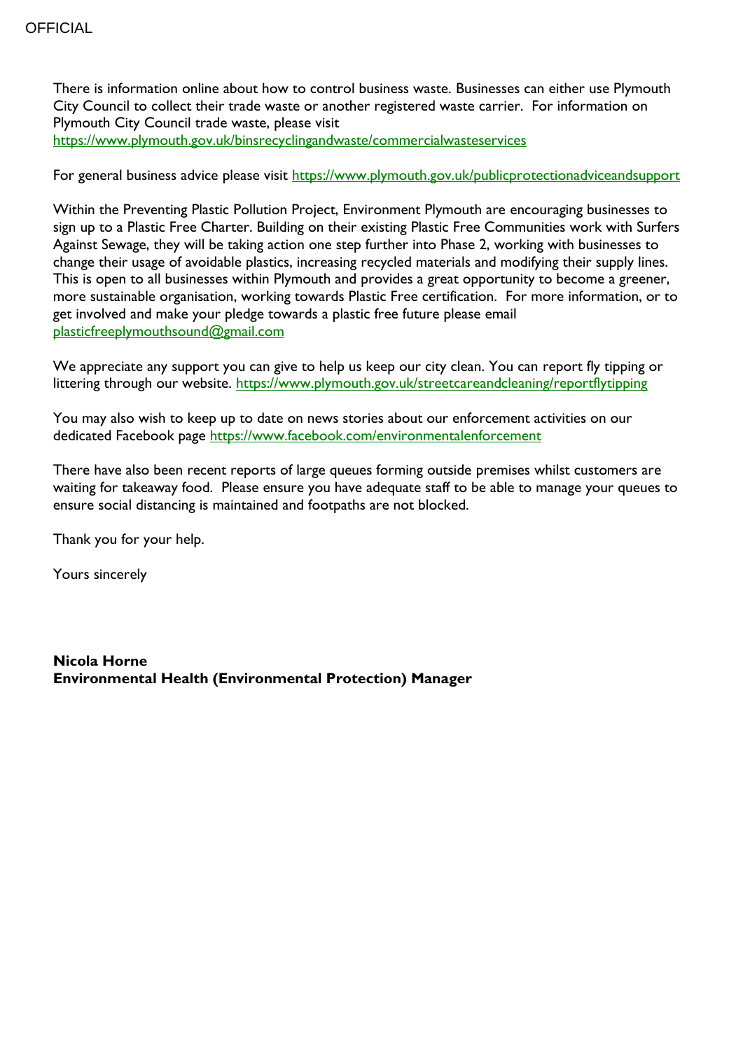There is information online about how to control business waste. Businesses can either use Plymouth City Council to collect their trade waste or another registered waste carrier. For information on Plymouth City Council trade waste, please visit https://www.plymouth.gov.uk/binsrecyclingandwaste/commercialwasteservices

For general business advice please visit https://www.plymouth.gov.uk/publicprotectionadviceandsupport

Within the Preventing Plastic Pollution Project, Environment Plymouth are encouraging businesses to sign up to a Plastic Free Charter. Building on their existing Plastic Free Communities work with Surfers Against Sewage, they will be taking action one step further into Phase 2, working with businesses to change their usage of avoidable plastics, increasing recycled materials and modifying their supply lines. This is open to all businesses within Plymouth and provides a great opportunity to become a greener, more sustainable organisation, working towards Plastic Free certification. For more information, or to get involved and make your pledge towards a plastic free future please email plasticfreeplymouthsound@gmail.com

We appreciate any support you can give to help us keep our city clean. You can report fly tipping or littering through our website. https://www.plymouth.gov.uk/streetcareandcleaning/reportflytipping

You may also wish to keep up to date on news stories about our enforcement activities on our dedicated Facebook page https://www.facebook.com/environmentalenforcement

There have also been recent reports of large queues forming outside premises whilst customers are waiting for takeaway food. Please ensure you have adequate staff to be able to manage your queues to ensure social distancing is maintained and footpaths are not blocked.

Thank you for your help.

Yours sincerely

**Nicola Horne**
**Environmental Health (Environmental Protection) Manager**